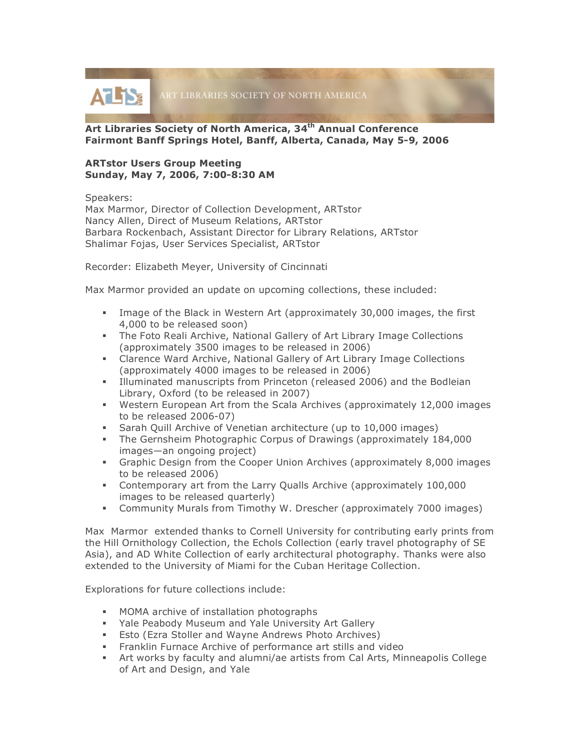ART LIBRARIES SOCIETY OF NORTH AMERICA

**Art Libraries Society of North America, 34th Annual Conference**
**Fairmont Banff Springs Hotel, Banff, Alberta, Canada, May 5-9, 2006**

**ARTstor Users Group Meeting**
**Sunday, May 7, 2006, 7:00-8:30 AM**

Speakers:
Max Marmor, Director of Collection Development, ARTstor
Nancy Allen, Direct of Museum Relations, ARTstor
Barbara Rockenbach, Assistant Director for Library Relations, ARTstor
Shalimar Fojas, User Services Specialist, ARTstor

Recorder: Elizabeth Meyer, University of Cincinnati

Max Marmor provided an update on upcoming collections, these included:

- Image of the Black in Western Art (approximately 30,000 images, the first 4,000 to be released soon)
- The Foto Reali Archive, National Gallery of Art Library Image Collections (approximately 3500 images to be released in 2006)
- Clarence Ward Archive, National Gallery of Art Library Image Collections (approximately 4000 images to be released in 2006)
- Illuminated manuscripts from Princeton (released 2006) and the Bodleian Library, Oxford (to be released in 2007)
- Western European Art from the Scala Archives (approximately 12,000 images to be released 2006-07)
- Sarah Quill Archive of Venetian architecture (up to 10,000 images)
- The Gernsheim Photographic Corpus of Drawings (approximately 184,000 images—an ongoing project)
- Graphic Design from the Cooper Union Archives (approximately 8,000 images to be released 2006)
- Contemporary art from the Larry Qualls Archive (approximately 100,000 images to be released quarterly)
- Community Murals from Timothy W. Drescher (approximately 7000 images)

Max Marmor extended thanks to Cornell University for contributing early prints from the Hill Ornithology Collection, the Echols Collection (early travel photography of SE Asia), and AD White Collection of early architectural photography. Thanks were also extended to the University of Miami for the Cuban Heritage Collection.

Explorations for future collections include:

- MOMA archive of installation photographs
- Yale Peabody Museum and Yale University Art Gallery
- Esto (Ezra Stoller and Wayne Andrews Photo Archives)
- Franklin Furnace Archive of performance art stills and video
- Art works by faculty and alumni/ae artists from Cal Arts, Minneapolis College of Art and Design, and Yale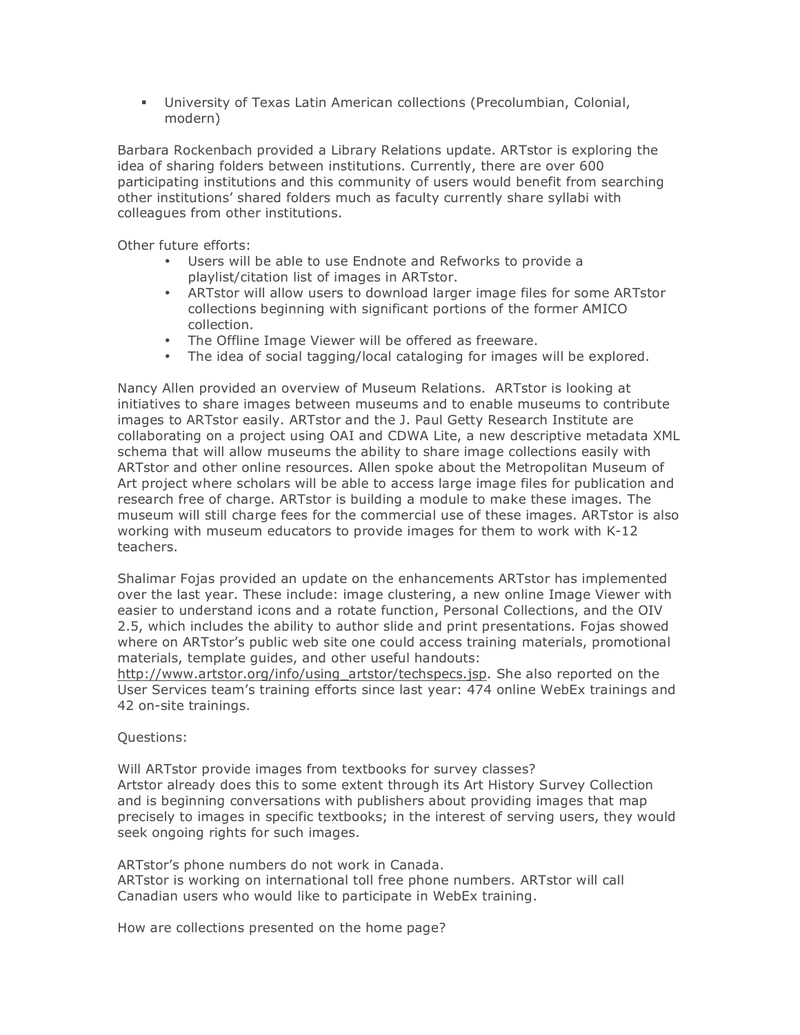- University of Texas Latin American collections (Precolumbian, Colonial, modern)

Barbara Rockenbach provided a Library Relations update. ARTstor is exploring the idea of sharing folders between institutions. Currently, there are over 600 participating institutions and this community of users would benefit from searching other institutions' shared folders much as faculty currently share syllabi with colleagues from other institutions.

Other future efforts:

- Users will be able to use Endnote and Refworks to provide a playlist/citation list of images in ARTstor.
- ARTstor will allow users to download larger image files for some ARTstor collections beginning with significant portions of the former AMICO collection.
- The Offline Image Viewer will be offered as freeware.
- The idea of social tagging/local cataloging for images will be explored.

Nancy Allen provided an overview of Museum Relations. ARTstor is looking at initiatives to share images between museums and to enable museums to contribute images to ARTstor easily. ARTstor and the J. Paul Getty Research Institute are collaborating on a project using OAI and CDWA Lite, a new descriptive metadata XML schema that will allow museums the ability to share image collections easily with ARTstor and other online resources. Allen spoke about the Metropolitan Museum of Art project where scholars will be able to access large image files for publication and research free of charge. ARTstor is building a module to make these images. The museum will still charge fees for the commercial use of these images. ARTstor is also working with museum educators to provide images for them to work with K-12 teachers.

Shalimar Fojas provided an update on the enhancements ARTstor has implemented over the last year. These include: image clustering, a new online Image Viewer with easier to understand icons and a rotate function, Personal Collections, and the OIV 2.5, which includes the ability to author slide and print presentations. Fojas showed where on ARTstor's public web site one could access training materials, promotional materials, template guides, and other useful handouts: http://www.artstor.org/info/using_artstor/techspecs.jsp. She also reported on the User Services team's training efforts since last year: 474 online WebEx trainings and 42 on-site trainings.

Questions:

Will ARTstor provide images from textbooks for survey classes?
Artstor already does this to some extent through its Art History Survey Collection and is beginning conversations with publishers about providing images that map precisely to images in specific textbooks; in the interest of serving users, they would seek ongoing rights for such images.

ARTstor's phone numbers do not work in Canada.
ARTstor is working on international toll free phone numbers. ARTstor will call Canadian users who would like to participate in WebEx training.

How are collections presented on the home page?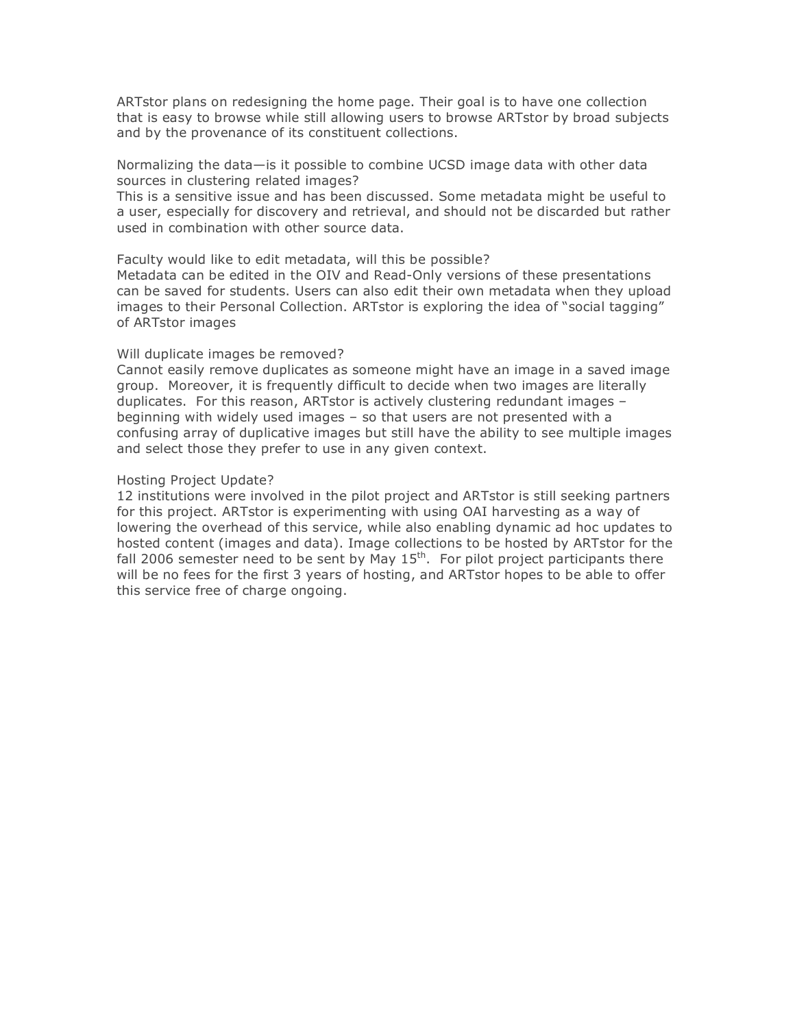ARTstor plans on redesigning the home page. Their goal is to have one collection that is easy to browse while still allowing users to browse ARTstor by broad subjects and by the provenance of its constituent collections.

Normalizing the data—is it possible to combine UCSD image data with other data sources in clustering related images?
This is a sensitive issue and has been discussed. Some metadata might be useful to a user, especially for discovery and retrieval, and should not be discarded but rather used in combination with other source data.

Faculty would like to edit metadata, will this be possible?
Metadata can be edited in the OIV and Read-Only versions of these presentations can be saved for students. Users can also edit their own metadata when they upload images to their Personal Collection. ARTstor is exploring the idea of "social tagging" of ARTstor images

Will duplicate images be removed?
Cannot easily remove duplicates as someone might have an image in a saved image group. Moreover, it is frequently difficult to decide when two images are literally duplicates. For this reason, ARTstor is actively clustering redundant images – beginning with widely used images – so that users are not presented with a confusing array of duplicative images but still have the ability to see multiple images and select those they prefer to use in any given context.

Hosting Project Update?
12 institutions were involved in the pilot project and ARTstor is still seeking partners for this project. ARTstor is experimenting with using OAI harvesting as a way of lowering the overhead of this service, while also enabling dynamic ad hoc updates to hosted content (images and data). Image collections to be hosted by ARTstor for the fall 2006 semester need to be sent by May 15th. For pilot project participants there will be no fees for the first 3 years of hosting, and ARTstor hopes to be able to offer this service free of charge ongoing.